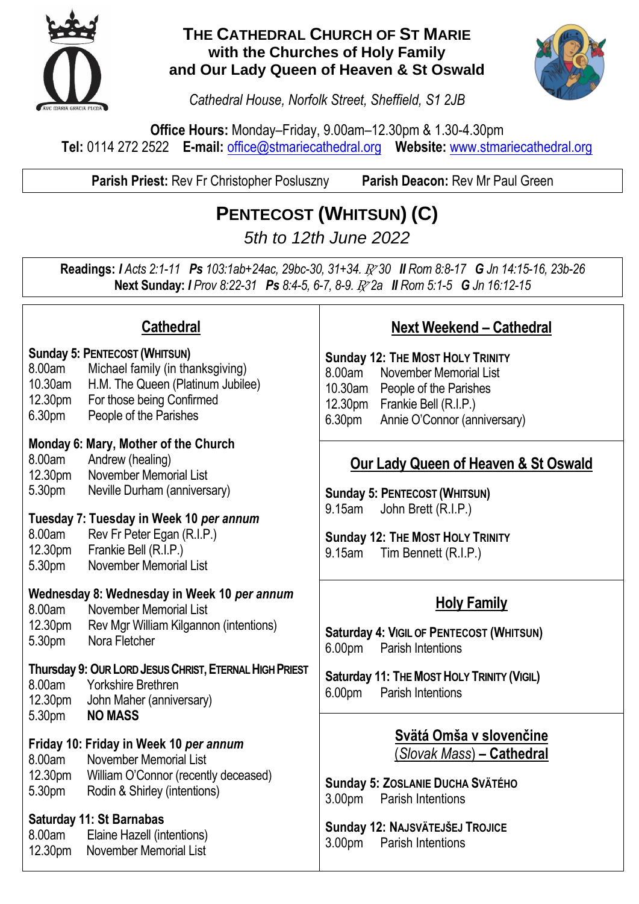# THE CATHEDRAL CHURCH OF ST MARIE
## with the Churches of Holy Family and Our Lady Queen of Heaven & St Oswald

*Cathedral House, Norfolk Street, Sheffield, S1 2JB*

**Office Hours:** Monday–Friday, 9.00am–12.30pm & 1.30-4.30pm
**Tel:** 0114 272 2522 **E-mail:** office@stmariecathedral.org **Website:** www.stmariecathedral.org

**Parish Priest:** Rev Fr Christopher Posluszny **Parish Deacon:** Rev Mr Paul Green

# PENTECOST (WHITSUN) (C)

*5th to 12th June 2022*

**Readings:** ***I*** *Acts 2:1-11* ***Ps*** *103:1ab+24ac, 29bc-30, 31+34. ℟ 30* ***II*** *Rom 8:8-17* ***G*** *Jn 14:15-16, 23b-26*
**Next Sunday:** ***I*** *Prov 8:22-31* ***Ps*** *8:4-5, 6-7, 8-9. ℟ 2a* ***II*** *Rom 5:1-5* ***G*** *Jn 16:12-15*

## Cathedral

**Sunday 5: PENTECOST (WHITSUN)**
- 8.00am Michael family (in thanksgiving)
- 10.30am H.M. The Queen (Platinum Jubilee)
- 12.30pm For those being Confirmed
- 6.30pm People of the Parishes

**Monday 6: Mary, Mother of the Church**
- 8.00am Andrew (healing)
- 12.30pm November Memorial List
- 5.30pm Neville Durham (anniversary)

**Tuesday 7: Tuesday in Week 10 *per annum***
- 8.00am Rev Fr Peter Egan (R.I.P.)
- 12.30pm Frankie Bell (R.I.P.)
- 5.30pm November Memorial List

**Wednesday 8: Wednesday in Week 10 *per annum***
- 8.00am November Memorial List
- 12.30pm Rev Mgr William Kilgannon (intentions)
- 5.30pm Nora Fletcher

**Thursday 9: OUR LORD JESUS CHRIST, ETERNAL HIGH PRIEST**
- 8.00am Yorkshire Brethren
- 12.30pm John Maher (anniversary)
- 5.30pm **NO MASS**

**Friday 10: Friday in Week 10 *per annum***
- 8.00am November Memorial List
- 12.30pm William O'Connor (recently deceased)
- 5.30pm Rodin & Shirley (intentions)

**Saturday 11: St Barnabas**
- 8.00am Elaine Hazell (intentions)
- 12.30pm November Memorial List

## Next Weekend – Cathedral

**Sunday 12: THE MOST HOLY TRINITY**
- 8.00am November Memorial List
- 10.30am People of the Parishes
- 12.30pm Frankie Bell (R.I.P.)
- 6.30pm Annie O'Connor (anniversary)

## Our Lady Queen of Heaven & St Oswald

**Sunday 5: PENTECOST (WHITSUN)**
- 9.15am John Brett (R.I.P.)

**Sunday 12: THE MOST HOLY TRINITY**
- 9.15am Tim Bennett (R.I.P.)

## Holy Family

**Saturday 4: VIGIL OF PENTECOST (WHITSUN)**
- 6.00pm Parish Intentions

**Saturday 11: THE MOST HOLY TRINITY (VIGIL)**
- 6.00pm Parish Intentions

## Svätá Omša v slovenčine (*Slovak Mass*) – Cathedral

**Sunday 5: ZOSLANIE DUCHA SVÄTÉHO**
- 3.00pm Parish Intentions

**Sunday 12: NAJSVÄTEJŠEJ TROJICE**
- 3.00pm Parish Intentions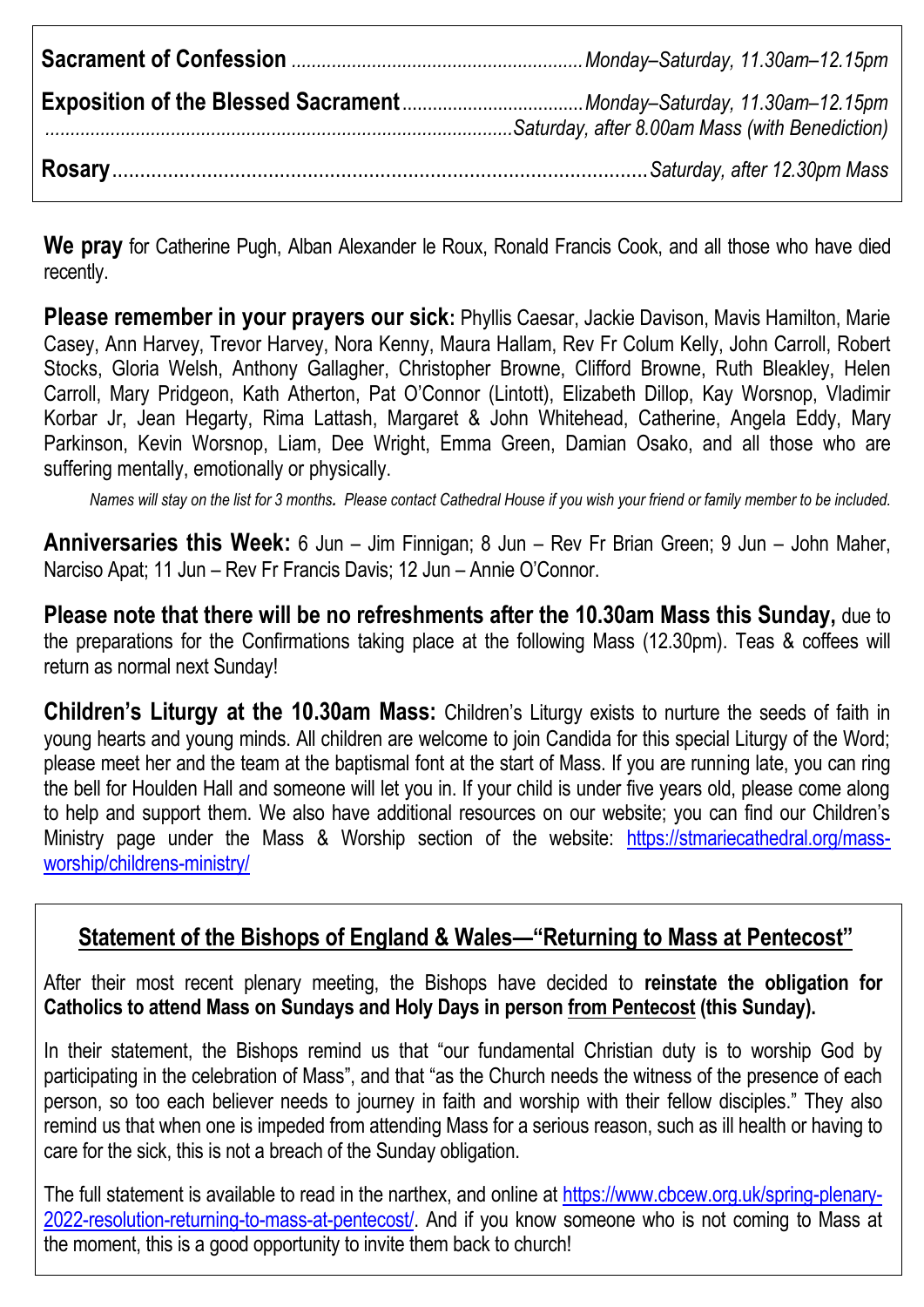**Sacrament of Confession** ........................................................ *Monday–Saturday, 11.30am–12.15pm*

**Exposition of the Blessed Sacrament** .................................. *Monday–Saturday, 11.30am–12.15pm*
........................................................................................... *Saturday, after 8.00am Mass (with Benediction)*

**Rosary** ........................................................................................... *Saturday, after 12.30pm Mass*

**We pray** for Catherine Pugh, Alban Alexander le Roux, Ronald Francis Cook, and all those who have died recently.

**Please remember in your prayers our sick:** Phyllis Caesar, Jackie Davison, Mavis Hamilton, Marie Casey, Ann Harvey, Trevor Harvey, Nora Kenny, Maura Hallam, Rev Fr Colum Kelly, John Carroll, Robert Stocks, Gloria Welsh, Anthony Gallagher, Christopher Browne, Clifford Browne, Ruth Bleakley, Helen Carroll, Mary Pridgeon, Kath Atherton, Pat O'Connor (Lintott), Elizabeth Dillop, Kay Worsnop, Vladimir Korbar Jr, Jean Hegarty, Rima Lattash, Margaret & John Whitehead, Catherine, Angela Eddy, Mary Parkinson, Kevin Worsnop, Liam, Dee Wright, Emma Green, Damian Osako, and all those who are suffering mentally, emotionally or physically.

*Names will stay on the list for 3 months. Please contact Cathedral House if you wish your friend or family member to be included.*

**Anniversaries this Week:** 6 Jun – Jim Finnigan; 8 Jun – Rev Fr Brian Green; 9 Jun – John Maher, Narciso Apat; 11 Jun – Rev Fr Francis Davis; 12 Jun – Annie O'Connor.

**Please note that there will be no refreshments after the 10.30am Mass this Sunday,** due to the preparations for the Confirmations taking place at the following Mass (12.30pm). Teas & coffees will return as normal next Sunday!

**Children's Liturgy at the 10.30am Mass:** Children's Liturgy exists to nurture the seeds of faith in young hearts and young minds. All children are welcome to join Candida for this special Liturgy of the Word; please meet her and the team at the baptismal font at the start of Mass. If you are running late, you can ring the bell for Houlden Hall and someone will let you in. If your child is under five years old, please come along to help and support them. We also have additional resources on our website; you can find our Children's Ministry page under the Mass & Worship section of the website: https://stmariecathedral.org/mass-worship/childrens-ministry/

## Statement of the Bishops of England & Wales—"Returning to Mass at Pentecost"

After their most recent plenary meeting, the Bishops have decided to **reinstate the obligation for Catholics to attend Mass on Sundays and Holy Days in person from Pentecost (this Sunday).**

In their statement, the Bishops remind us that "our fundamental Christian duty is to worship God by participating in the celebration of Mass", and that "as the Church needs the witness of the presence of each person, so too each believer needs to journey in faith and worship with their fellow disciples." They also remind us that when one is impeded from attending Mass for a serious reason, such as ill health or having to care for the sick, this is not a breach of the Sunday obligation.

The full statement is available to read in the narthex, and online at https://www.cbcew.org.uk/spring-plenary-2022-resolution-returning-to-mass-at-pentecost/. And if you know someone who is not coming to Mass at the moment, this is a good opportunity to invite them back to church!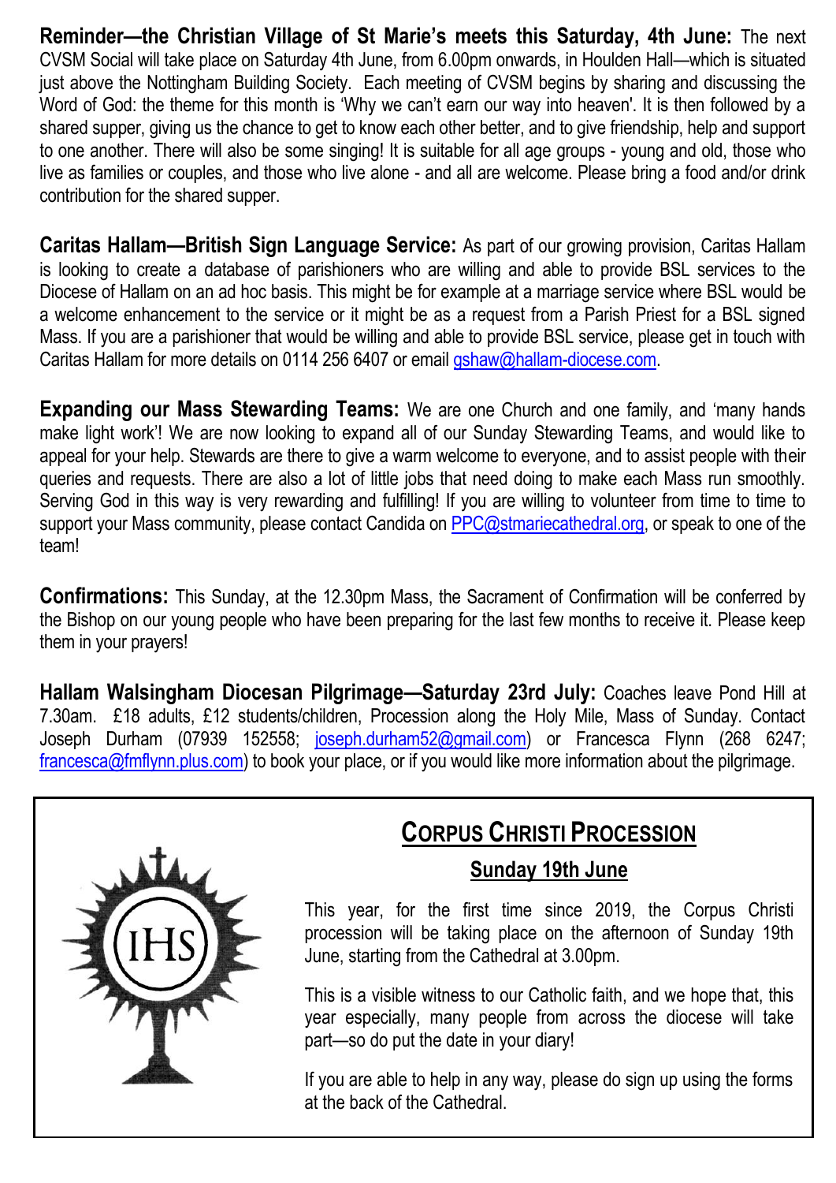**Reminder—the Christian Village of St Marie's meets this Saturday, 4th June:** The next CVSM Social will take place on Saturday 4th June, from 6.00pm onwards, in Houlden Hall—which is situated just above the Nottingham Building Society. Each meeting of CVSM begins by sharing and discussing the Word of God: the theme for this month is 'Why we can't earn our way into heaven'. It is then followed by a shared supper, giving us the chance to get to know each other better, and to give friendship, help and support to one another. There will also be some singing! It is suitable for all age groups - young and old, those who live as families or couples, and those who live alone - and all are welcome. Please bring a food and/or drink contribution for the shared supper.

**Caritas Hallam—British Sign Language Service:** As part of our growing provision, Caritas Hallam is looking to create a database of parishioners who are willing and able to provide BSL services to the Diocese of Hallam on an ad hoc basis. This might be for example at a marriage service where BSL would be a welcome enhancement to the service or it might be as a request from a Parish Priest for a BSL signed Mass. If you are a parishioner that would be willing and able to provide BSL service, please get in touch with Caritas Hallam for more details on 0114 256 6407 or email gshaw@hallam-diocese.com.

**Expanding our Mass Stewarding Teams:** We are one Church and one family, and 'many hands make light work'! We are now looking to expand all of our Sunday Stewarding Teams, and would like to appeal for your help. Stewards are there to give a warm welcome to everyone, and to assist people with their queries and requests. There are also a lot of little jobs that need doing to make each Mass run smoothly. Serving God in this way is very rewarding and fulfilling! If you are willing to volunteer from time to time to support your Mass community, please contact Candida on PPC@stmariecathedral.org, or speak to one of the team!

**Confirmations:** This Sunday, at the 12.30pm Mass, the Sacrament of Confirmation will be conferred by the Bishop on our young people who have been preparing for the last few months to receive it. Please keep them in your prayers!

**Hallam Walsingham Diocesan Pilgrimage—Saturday 23rd July:** Coaches leave Pond Hill at 7.30am. £18 adults, £12 students/children, Procession along the Holy Mile, Mass of Sunday. Contact Joseph Durham (07939 152558; joseph.durham52@gmail.com) or Francesca Flynn (268 6247; francesca@fmflynn.plus.com) to book your place, or if you would like more information about the pilgrimage.

## CORPUS CHRISTI PROCESSION

### Sunday 19th June

This year, for the first time since 2019, the Corpus Christi procession will be taking place on the afternoon of Sunday 19th June, starting from the Cathedral at 3.00pm.

This is a visible witness to our Catholic faith, and we hope that, this year especially, many people from across the diocese will take part—so do put the date in your diary!

If you are able to help in any way, please do sign up using the forms at the back of the Cathedral.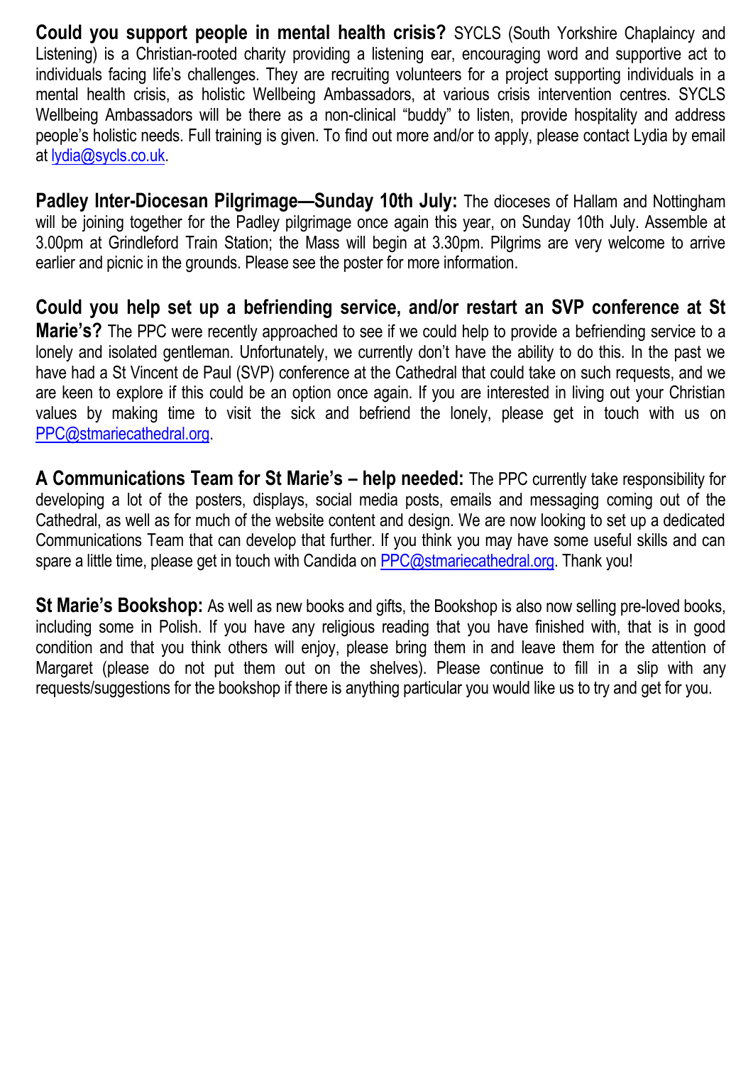**Could you support people in mental health crisis?** SYCLS (South Yorkshire Chaplaincy and Listening) is a Christian-rooted charity providing a listening ear, encouraging word and supportive act to individuals facing life's challenges. They are recruiting volunteers for a project supporting individuals in a mental health crisis, as holistic Wellbeing Ambassadors, at various crisis intervention centres. SYCLS Wellbeing Ambassadors will be there as a non-clinical "buddy" to listen, provide hospitality and address people's holistic needs. Full training is given. To find out more and/or to apply, please contact Lydia by email at lydia@sycls.co.uk.

**Padley Inter-Diocesan Pilgrimage—Sunday 10th July:** The dioceses of Hallam and Nottingham will be joining together for the Padley pilgrimage once again this year, on Sunday 10th July. Assemble at 3.00pm at Grindleford Train Station; the Mass will begin at 3.30pm. Pilgrims are very welcome to arrive earlier and picnic in the grounds. Please see the poster for more information.

**Could you help set up a befriending service, and/or restart an SVP conference at St Marie's?** The PPC were recently approached to see if we could help to provide a befriending service to a lonely and isolated gentleman. Unfortunately, we currently don't have the ability to do this. In the past we have had a St Vincent de Paul (SVP) conference at the Cathedral that could take on such requests, and we are keen to explore if this could be an option once again. If you are interested in living out your Christian values by making time to visit the sick and befriend the lonely, please get in touch with us on PPC@stmariecathedral.org.

**A Communications Team for St Marie's – help needed:** The PPC currently take responsibility for developing a lot of the posters, displays, social media posts, emails and messaging coming out of the Cathedral, as well as for much of the website content and design. We are now looking to set up a dedicated Communications Team that can develop that further. If you think you may have some useful skills and can spare a little time, please get in touch with Candida on PPC@stmariecathedral.org. Thank you!

**St Marie's Bookshop:** As well as new books and gifts, the Bookshop is also now selling pre-loved books, including some in Polish. If you have any religious reading that you have finished with, that is in good condition and that you think others will enjoy, please bring them in and leave them for the attention of Margaret (please do not put them out on the shelves). Please continue to fill in a slip with any requests/suggestions for the bookshop if there is anything particular you would like us to try and get for you.